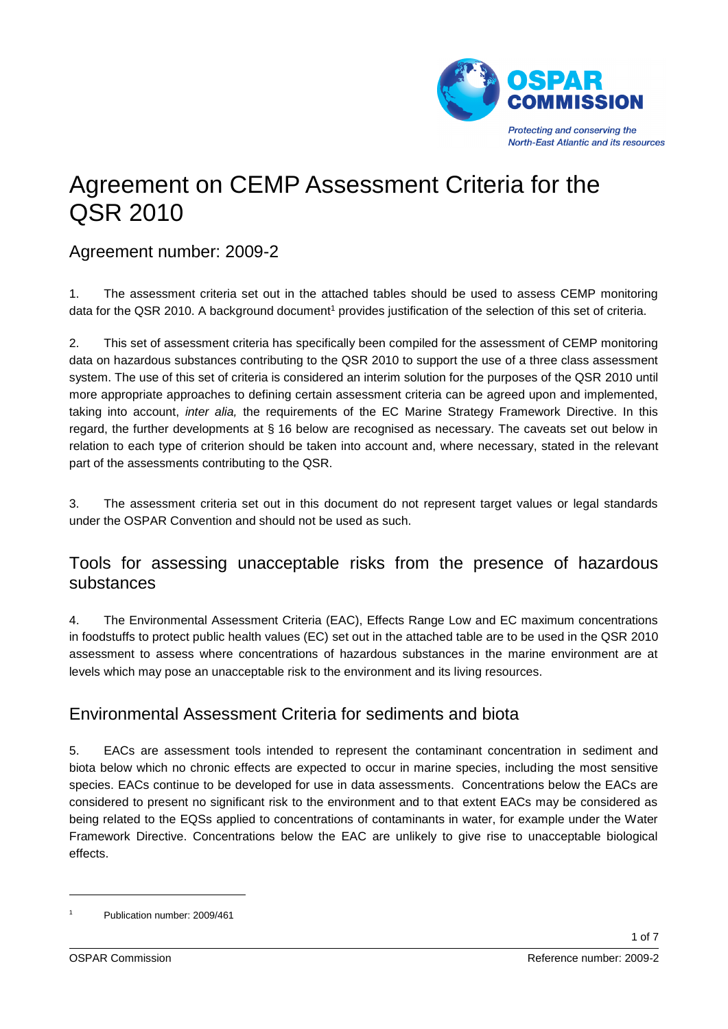# Agreement on CEMP Assessment Criteria for the QSR 2010

## Agreement number: 2009-2

1. The assessment criteria set out in the attached tables should be used to assess CEMP monitoring data for the QSR 2010. A background document[1] provides justification of the selection of this set of criteria.

2. This set of assessment criteria has specifically been compiled for the assessment of CEMP monitoring data on hazardous substances contributing to the QSR 2010 to support the use of a three class assessment system. The use of this set of criteria is considered an interim solution for the purposes of the QSR 2010 until more appropriate approaches to defining certain assessment criteria can be agreed upon and implemented, taking into account, *inter alia,* the requirements of the EC Marine Strategy Framework Directive. In this regard, the further developments at § 16 below are recognised as necessary. The caveats set out below in relation to each type of criterion should be taken into account and, where necessary, stated in the relevant part of the assessments contributing to the QSR.

3. The assessment criteria set out in this document do not represent target values or legal standards under the OSPAR Convention and should not be used as such.

## Tools for assessing unacceptable risks from the presence of hazardous substances

4. The Environmental Assessment Criteria (EAC), Effects Range Low and EC maximum concentrations in foodstuffs to protect public health values (EC) set out in the attached table are to be used in the QSR 2010 assessment to assess where concentrations of hazardous substances in the marine environment are at levels which may pose an unacceptable risk to the environment and its living resources.

## Environmental Assessment Criteria for sediments and biota

5. EACs are assessment tools intended to represent the contaminant concentration in sediment and biota below which no chronic effects are expected to occur in marine species, including the most sensitive species. EACs continue to be developed for use in data assessments. Concentrations below the EACs are considered to present no significant risk to the environment and to that extent EACs may be considered as being related to the EQSs applied to concentrations of contaminants in water, for example under the Water Framework Directive. Concentrations below the EAC are unlikely to give rise to unacceptable biological effects.

---

[1] Publication number: 2009/461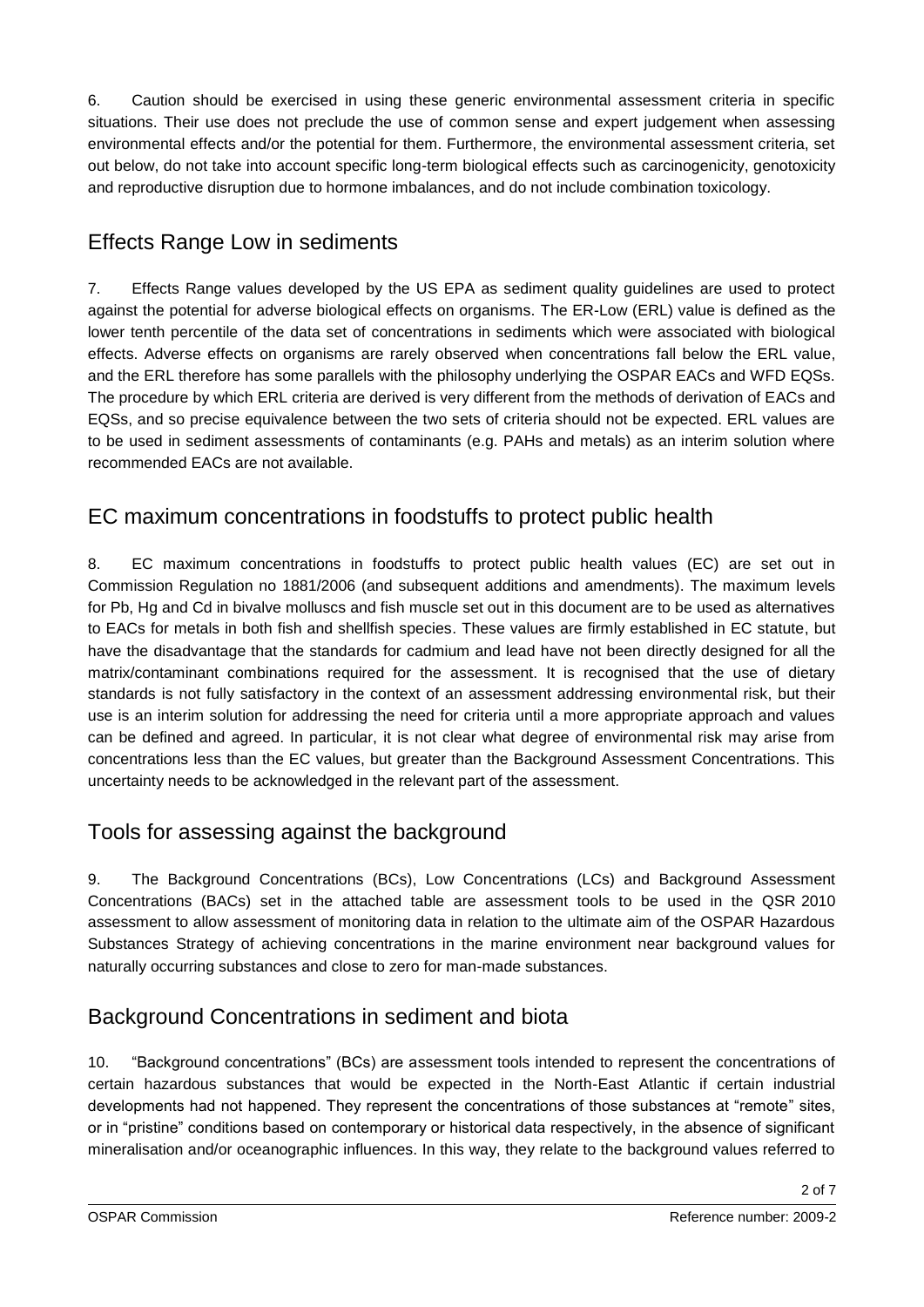6. Caution should be exercised in using these generic environmental assessment criteria in specific situations. Their use does not preclude the use of common sense and expert judgement when assessing environmental effects and/or the potential for them. Furthermore, the environmental assessment criteria, set out below, do not take into account specific long-term biological effects such as carcinogenicity, genotoxicity and reproductive disruption due to hormone imbalances, and do not include combination toxicology.

## Effects Range Low in sediments

7. Effects Range values developed by the US EPA as sediment quality guidelines are used to protect against the potential for adverse biological effects on organisms. The ER-Low (ERL) value is defined as the lower tenth percentile of the data set of concentrations in sediments which were associated with biological effects. Adverse effects on organisms are rarely observed when concentrations fall below the ERL value, and the ERL therefore has some parallels with the philosophy underlying the OSPAR EACs and WFD EQSs. The procedure by which ERL criteria are derived is very different from the methods of derivation of EACs and EQSs, and so precise equivalence between the two sets of criteria should not be expected. ERL values are to be used in sediment assessments of contaminants (e.g. PAHs and metals) as an interim solution where recommended EACs are not available.

## EC maximum concentrations in foodstuffs to protect public health

8. EC maximum concentrations in foodstuffs to protect public health values (EC) are set out in Commission Regulation no 1881/2006 (and subsequent additions and amendments). The maximum levels for Pb, Hg and Cd in bivalve molluscs and fish muscle set out in this document are to be used as alternatives to EACs for metals in both fish and shellfish species. These values are firmly established in EC statute, but have the disadvantage that the standards for cadmium and lead have not been directly designed for all the matrix/contaminant combinations required for the assessment. It is recognised that the use of dietary standards is not fully satisfactory in the context of an assessment addressing environmental risk, but their use is an interim solution for addressing the need for criteria until a more appropriate approach and values can be defined and agreed. In particular, it is not clear what degree of environmental risk may arise from concentrations less than the EC values, but greater than the Background Assessment Concentrations. This uncertainty needs to be acknowledged in the relevant part of the assessment.

## Tools for assessing against the background

9. The Background Concentrations (BCs), Low Concentrations (LCs) and Background Assessment Concentrations (BACs) set in the attached table are assessment tools to be used in the QSR 2010 assessment to allow assessment of monitoring data in relation to the ultimate aim of the OSPAR Hazardous Substances Strategy of achieving concentrations in the marine environment near background values for naturally occurring substances and close to zero for man-made substances.

## Background Concentrations in sediment and biota

10. "Background concentrations" (BCs) are assessment tools intended to represent the concentrations of certain hazardous substances that would be expected in the North-East Atlantic if certain industrial developments had not happened. They represent the concentrations of those substances at "remote" sites, or in "pristine" conditions based on contemporary or historical data respectively, in the absence of significant mineralisation and/or oceanographic influences. In this way, they relate to the background values referred to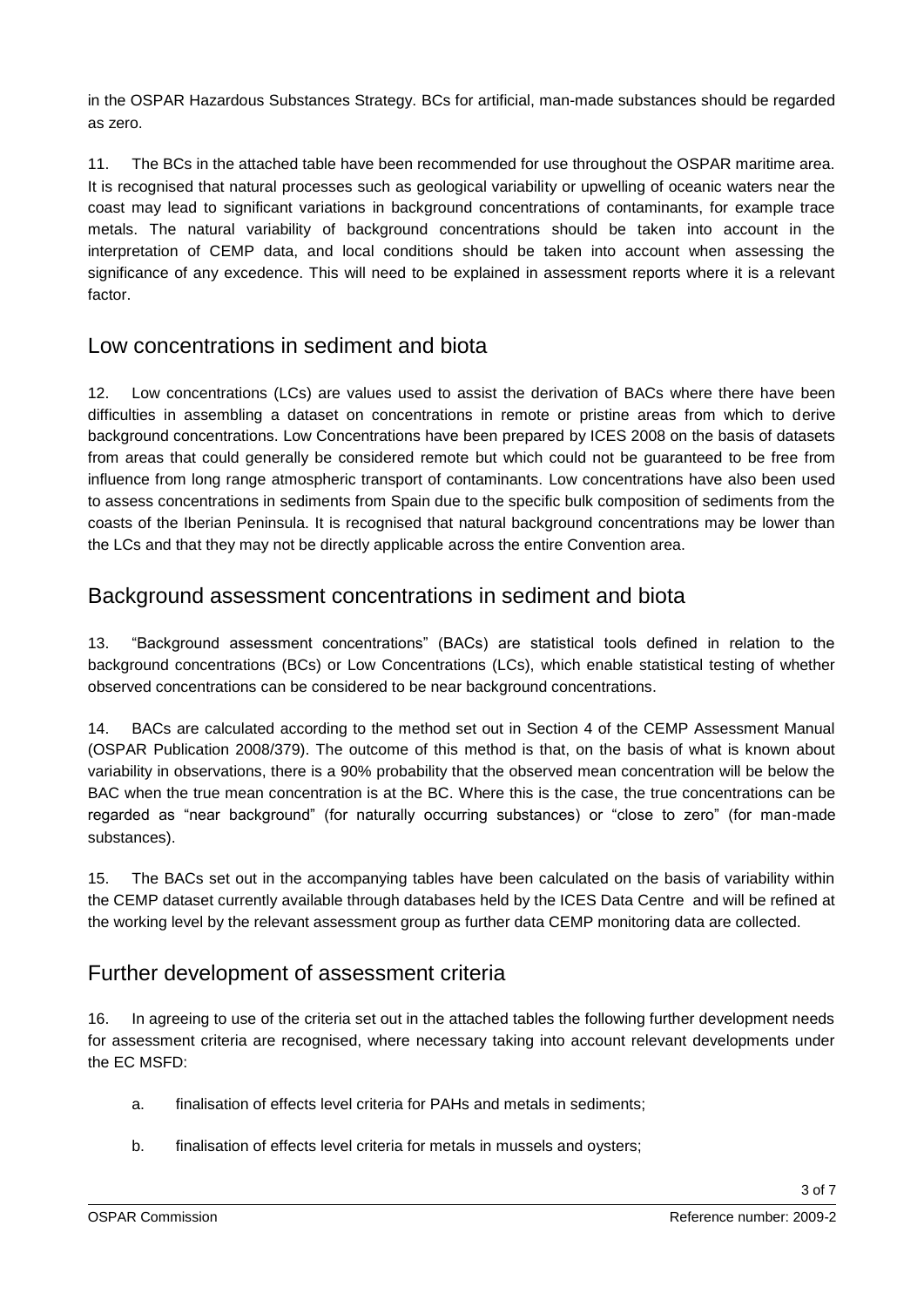in the OSPAR Hazardous Substances Strategy. BCs for artificial, man-made substances should be regarded as zero.

11. The BCs in the attached table have been recommended for use throughout the OSPAR maritime area. It is recognised that natural processes such as geological variability or upwelling of oceanic waters near the coast may lead to significant variations in background concentrations of contaminants, for example trace metals. The natural variability of background concentrations should be taken into account in the interpretation of CEMP data, and local conditions should be taken into account when assessing the significance of any excedence. This will need to be explained in assessment reports where it is a relevant factor.

## Low concentrations in sediment and biota

12. Low concentrations (LCs) are values used to assist the derivation of BACs where there have been difficulties in assembling a dataset on concentrations in remote or pristine areas from which to derive background concentrations. Low Concentrations have been prepared by ICES 2008 on the basis of datasets from areas that could generally be considered remote but which could not be guaranteed to be free from influence from long range atmospheric transport of contaminants. Low concentrations have also been used to assess concentrations in sediments from Spain due to the specific bulk composition of sediments from the coasts of the Iberian Peninsula. It is recognised that natural background concentrations may be lower than the LCs and that they may not be directly applicable across the entire Convention area.

## Background assessment concentrations in sediment and biota

13. "Background assessment concentrations" (BACs) are statistical tools defined in relation to the background concentrations (BCs) or Low Concentrations (LCs), which enable statistical testing of whether observed concentrations can be considered to be near background concentrations.

14. BACs are calculated according to the method set out in Section 4 of the CEMP Assessment Manual (OSPAR Publication 2008/379). The outcome of this method is that, on the basis of what is known about variability in observations, there is a 90% probability that the observed mean concentration will be below the BAC when the true mean concentration is at the BC. Where this is the case, the true concentrations can be regarded as "near background" (for naturally occurring substances) or "close to zero" (for man-made substances).

15. The BACs set out in the accompanying tables have been calculated on the basis of variability within the CEMP dataset currently available through databases held by the ICES Data Centre and will be refined at the working level by the relevant assessment group as further data CEMP monitoring data are collected.

## Further development of assessment criteria

16. In agreeing to use of the criteria set out in the attached tables the following further development needs for assessment criteria are recognised, where necessary taking into account relevant developments under the EC MSFD:

a. finalisation of effects level criteria for PAHs and metals in sediments;

b. finalisation of effects level criteria for metals in mussels and oysters;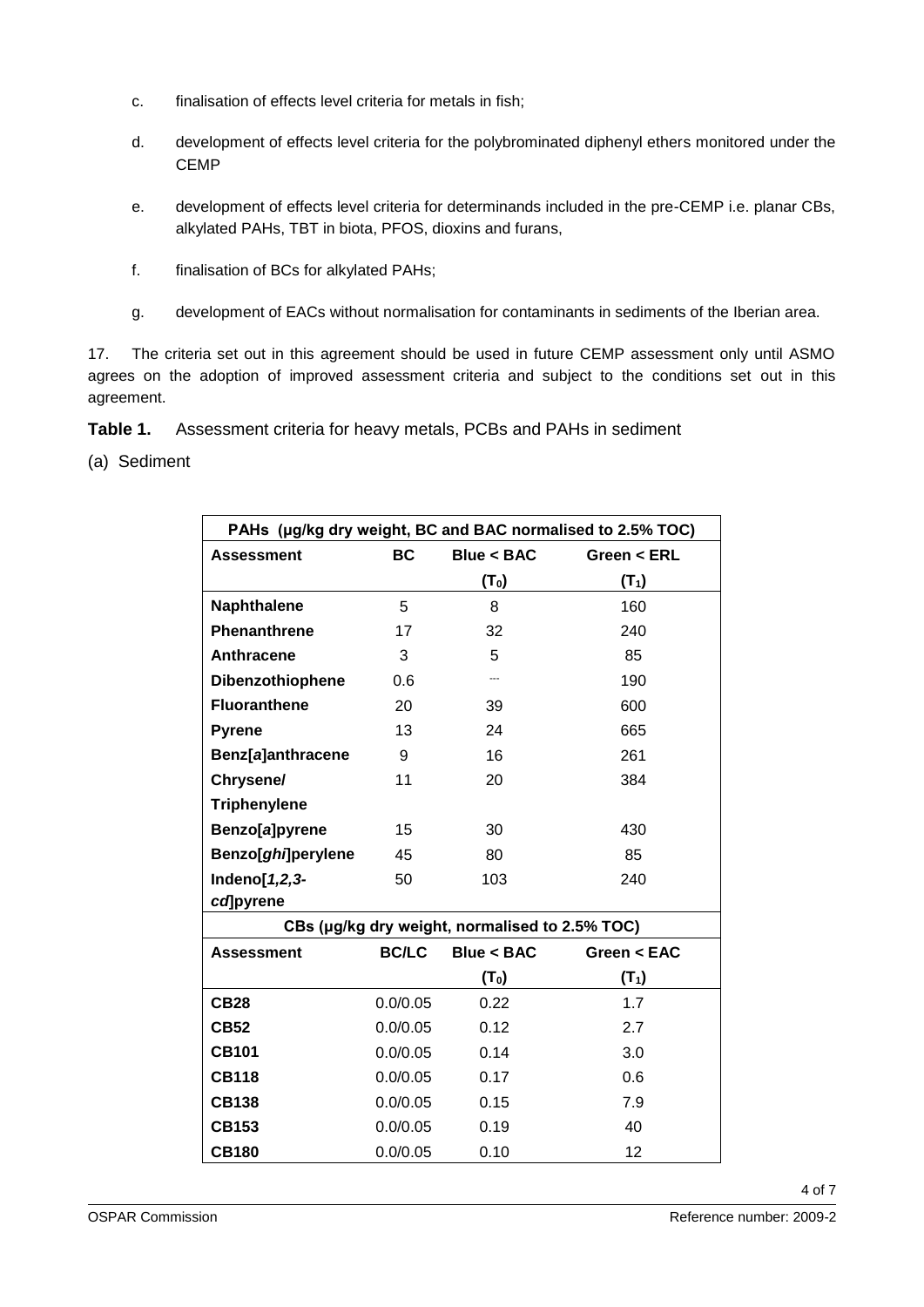c. finalisation of effects level criteria for metals in fish;

d. development of effects level criteria for the polybrominated diphenyl ethers monitored under the CEMP

e. development of effects level criteria for determinands included in the pre-CEMP i.e. planar CBs, alkylated PAHs, TBT in biota, PFOS, dioxins and furans,

f. finalisation of BCs for alkylated PAHs;

g. development of EACs without normalisation for contaminants in sediments of the Iberian area.

17. The criteria set out in this agreement should be used in future CEMP assessment only until ASMO agrees on the adoption of improved assessment criteria and subject to the conditions set out in this agreement.

**Table 1.** Assessment criteria for heavy metals, PCBs and PAHs in sediment

(a) Sediment

| PAHs (µg/kg dry weight, BC and BAC normalised to 2.5% TOC) | | | |
|---|---|---|---|
| **Assessment** | **BC** | **Blue < BAC** ($T_0$) | **Green < ERL** ($T_1$) |
| **Naphthalene** | 5 | 8 | 160 |
| **Phenanthrene** | 17 | 32 | 240 |
| **Anthracene** | 3 | 5 | 85 |
| **Dibenzothiophene** | 0.6 | --- | 190 |
| **Fluoranthene** | 20 | 39 | 600 |
| **Pyrene** | 13 | 24 | 665 |
| **Benz[*a*]anthracene** | 9 | 16 | 261 |
| **Chrysene/ Triphenylene** | 11 | 20 | 384 |
| **Benzo[*a*]pyrene** | 15 | 30 | 430 |
| **Benzo[*ghi*]perylene** | 45 | 80 | 85 |
| **Indeno[*1,2,3-cd*]pyrene** | 50 | 103 | 240 |
| **CBs (µg/kg dry weight, normalised to 2.5% TOC)** | | | |
| **Assessment** | **BC/LC** | **Blue < BAC** ($T_0$) | **Green < EAC** ($T_1$) |
| **CB28** | 0.0/0.05 | 0.22 | 1.7 |
| **CB52** | 0.0/0.05 | 0.12 | 2.7 |
| **CB101** | 0.0/0.05 | 0.14 | 3.0 |
| **CB118** | 0.0/0.05 | 0.17 | 0.6 |
| **CB138** | 0.0/0.05 | 0.15 | 7.9 |
| **CB153** | 0.0/0.05 | 0.19 | 40 |
| **CB180** | 0.0/0.05 | 0.10 | 12 |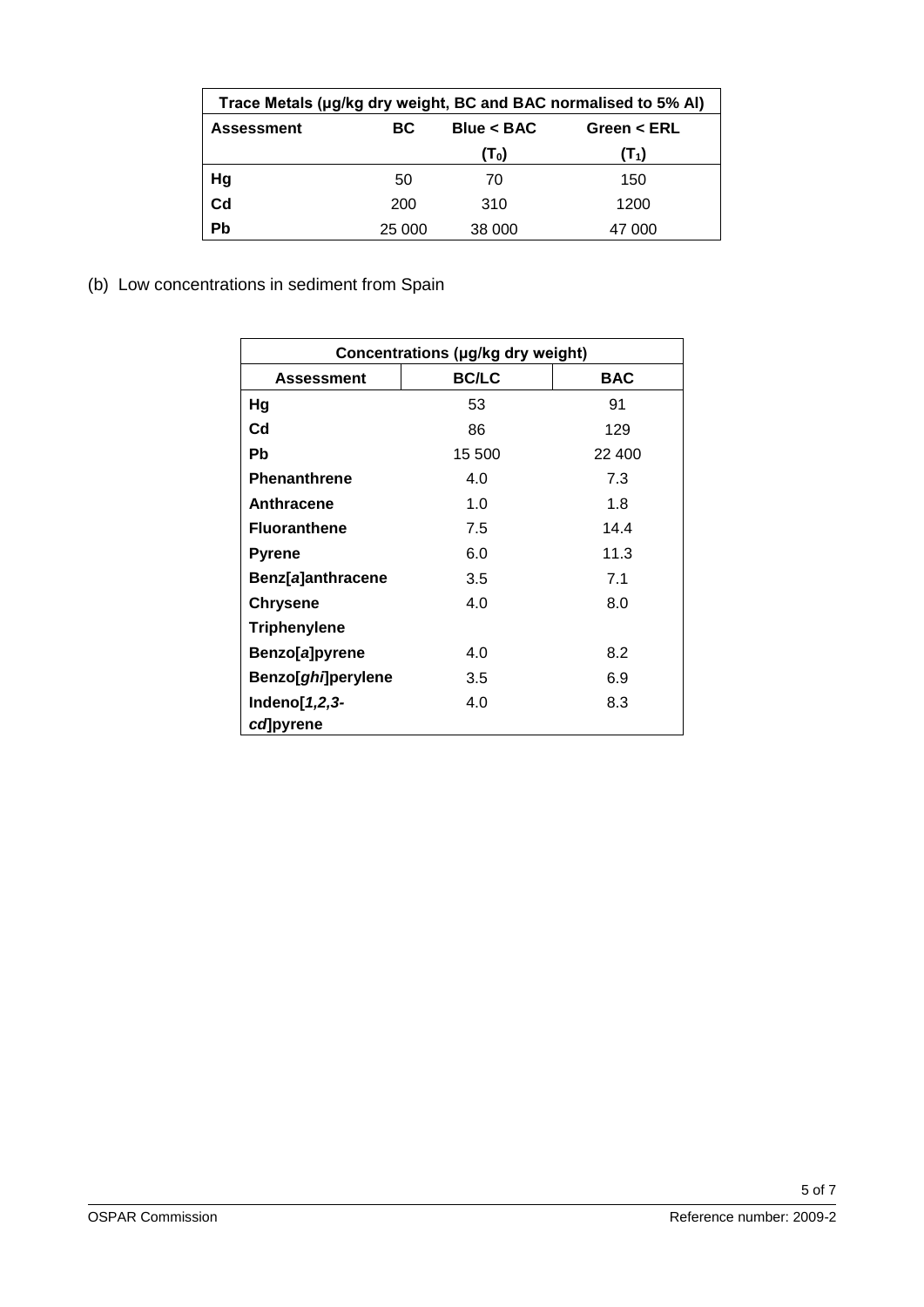| Trace Metals (µg/kg dry weight, BC and BAC normalised to 5% Al) | | | |
|---|---|---|---|
| **Assessment** | **BC** | **Blue < BAC ($T_0$)** | **Green < ERL ($T_1$)** |
| **Hg** | 50 | 70 | 150 |
| **Cd** | 200 | 310 | 1200 |
| **Pb** | 25 000 | 38 000 | 47 000 |

(b) Low concentrations in sediment from Spain

| Concentrations (µg/kg dry weight) | | |
|---|---|---|
| **Assessment** | **BC/LC** | **BAC** |
| **Hg** | 53 | 91 |
| **Cd** | 86 | 129 |
| **Pb** | 15 500 | 22 400 |
| **Phenanthrene** | 4.0 | 7.3 |
| **Anthracene** | 1.0 | 1.8 |
| **Fluoranthene** | 7.5 | 14.4 |
| **Pyrene** | 6.0 | 11.3 |
| **Benz[*a*]anthracene** | 3.5 | 7.1 |
| **Chrysene** | 4.0 | 8.0 |
| **Triphenylene** | | |
| **Benzo[*a*]pyrene** | 4.0 | 8.2 |
| **Benzo[*ghi*]perylene** | 3.5 | 6.9 |
| **Indeno[*1,2,3-cd*]pyrene** | 4.0 | 8.3 |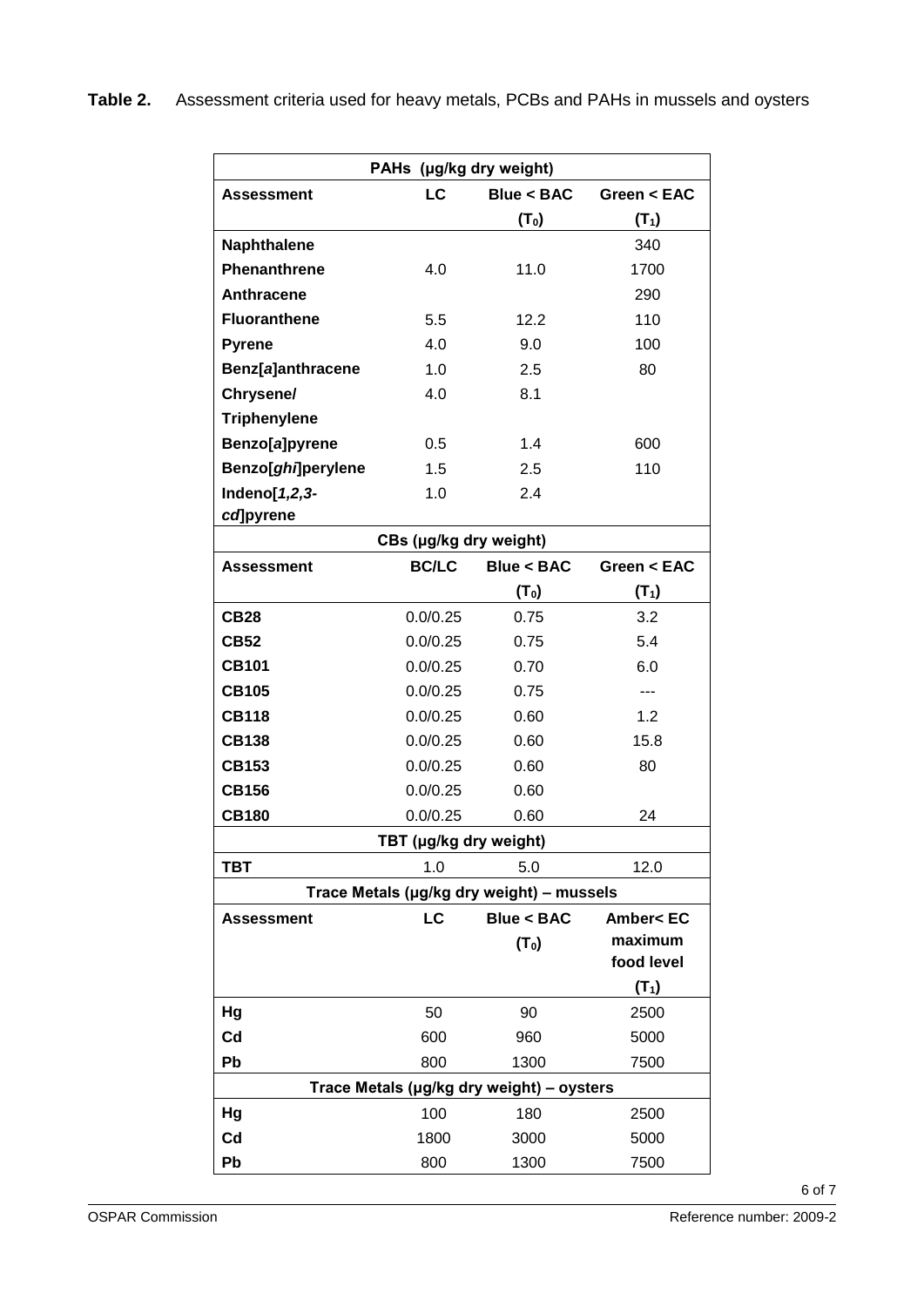**Table 2.** Assessment criteria used for heavy metals, PCBs and PAHs in mussels and oysters

| PAHs (µg/kg dry weight) | | | |
|---|---|---|---|
| **Assessment** | **LC** | **Blue < BAC ($T_0$)** | **Green < EAC ($T_1$)** |
| **Naphthalene** | | | 340 |
| **Phenanthrene** | 4.0 | 11.0 | 1700 |
| **Anthracene** | | | 290 |
| **Fluoranthene** | 5.5 | 12.2 | 110 |
| **Pyrene** | 4.0 | 9.0 | 100 |
| **Benz[*a*]anthracene** | 1.0 | 2.5 | 80 |
| **Chrysene/ Triphenylene** | 4.0 | 8.1 | |
| **Benzo[*a*]pyrene** | 0.5 | 1.4 | 600 |
| **Benzo[*ghi*]perylene** | 1.5 | 2.5 | 110 |
| **Indeno[*1,2,3-cd*]pyrene** | 1.0 | 2.4 | |
| **CBs (µg/kg dry weight)** | | | |
| **Assessment** | **BC/LC** | **Blue < BAC ($T_0$)** | **Green < EAC ($T_1$)** |
| **CB28** | 0.0/0.25 | 0.75 | 3.2 |
| **CB52** | 0.0/0.25 | 0.75 | 5.4 |
| **CB101** | 0.0/0.25 | 0.70 | 6.0 |
| **CB105** | 0.0/0.25 | 0.75 | --- |
| **CB118** | 0.0/0.25 | 0.60 | 1.2 |
| **CB138** | 0.0/0.25 | 0.60 | 15.8 |
| **CB153** | 0.0/0.25 | 0.60 | 80 |
| **CB156** | 0.0/0.25 | 0.60 | |
| **CB180** | 0.0/0.25 | 0.60 | 24 |
| **TBT (µg/kg dry weight)** | | | |
| **TBT** | 1.0 | 5.0 | 12.0 |
| **Trace Metals (µg/kg dry weight) – mussels** | | | |
| **Assessment** | **LC** | **Blue < BAC ($T_0$)** | **Amber< EC maximum food level ($T_1$)** |
| **Hg** | 50 | 90 | 2500 |
| **Cd** | 600 | 960 | 5000 |
| **Pb** | 800 | 1300 | 7500 |
| **Trace Metals (µg/kg dry weight) – oysters** | | | |
| **Hg** | 100 | 180 | 2500 |
| **Cd** | 1800 | 3000 | 5000 |
| **Pb** | 800 | 1300 | 7500 |

OSPAR Commission — Reference number: 2009-2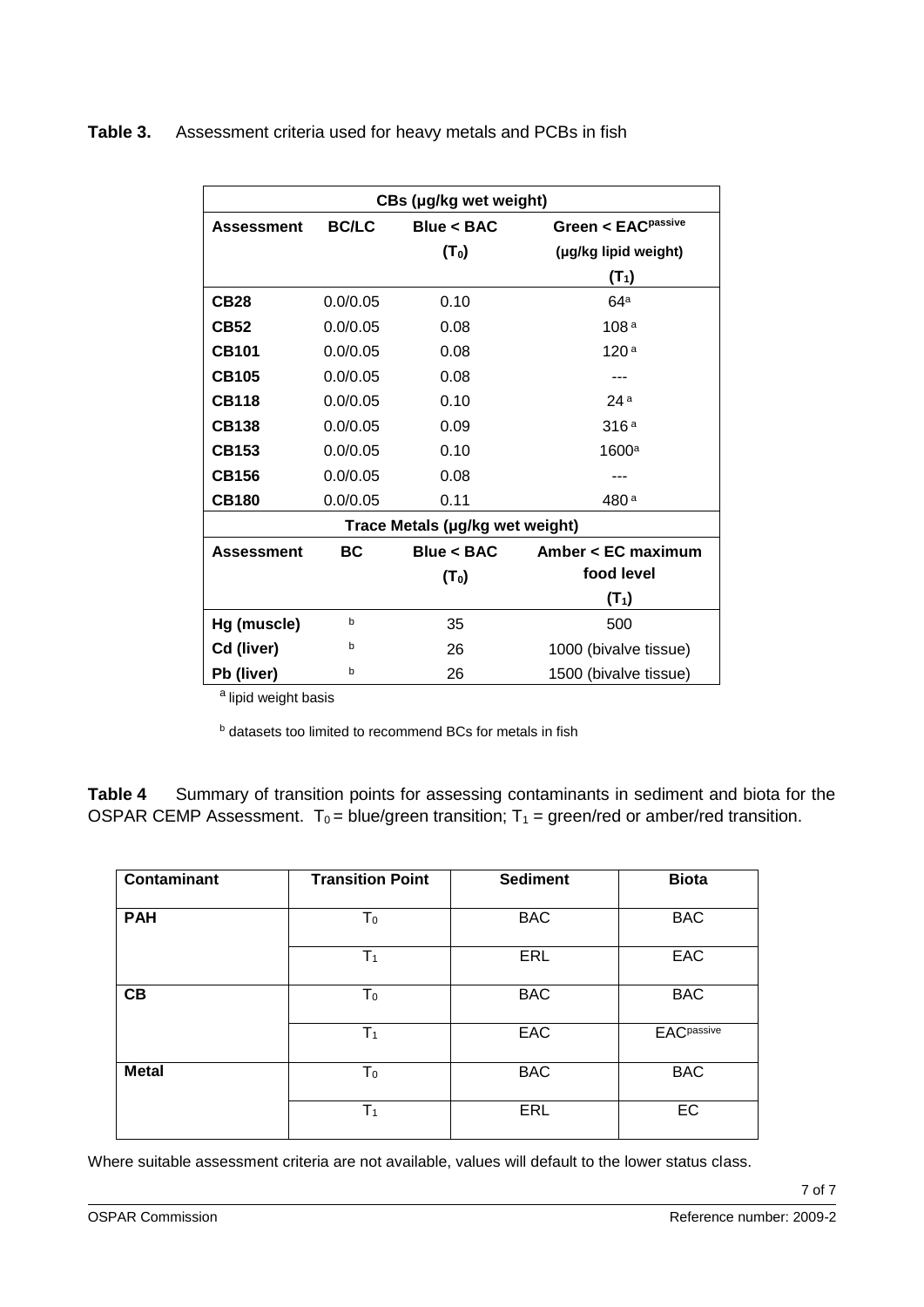**Table 3.** Assessment criteria used for heavy metals and PCBs in fish

| CBs (µg/kg wet weight) | | | |
|---|---|---|---|
| **Assessment** | **BC/LC** | **Blue < BAC ($T_0$)** | **Green < EAC[passive] (µg/kg lipid weight) ($T_1$)** |
| **CB28** | 0.0/0.05 | 0.10 | 64[a] |
| **CB52** | 0.0/0.05 | 0.08 | 108[a] |
| **CB101** | 0.0/0.05 | 0.08 | 120[a] |
| **CB105** | 0.0/0.05 | 0.08 | --- |
| **CB118** | 0.0/0.05 | 0.10 | 24[a] |
| **CB138** | 0.0/0.05 | 0.09 | 316[a] |
| **CB153** | 0.0/0.05 | 0.10 | 1600[a] |
| **CB156** | 0.0/0.05 | 0.08 | --- |
| **CB180** | 0.0/0.05 | 0.11 | 480[a] |
| **Trace Metals (µg/kg wet weight)** | | | |
| **Assessment** | **BC** | **Blue < BAC ($T_0$)** | **Amber < EC maximum food level ($T_1$)** |
| **Hg (muscle)** | [b] | 35 | 500 |
| **Cd (liver)** | [b] | 26 | 1000 (bivalve tissue) |
| **Pb (liver)** | [b] | 26 | 1500 (bivalve tissue) |

[a] lipid weight basis

[b] datasets too limited to recommend BCs for metals in fish

**Table 4** Summary of transition points for assessing contaminants in sediment and biota for the OSPAR CEMP Assessment. $T_0$ = blue/green transition; $T_1$ = green/red or amber/red transition.

| Contaminant | Transition Point | Sediment | Biota |
|---|---|---|---|
| **PAH** | $T_0$ | BAC | BAC |
| | $T_1$ | ERL | EAC |
| **CB** | $T_0$ | BAC | BAC |
| | $T_1$ | EAC | EAC[passive] |
| **Metal** | $T_0$ | BAC | BAC |
| | $T_1$ | ERL | EC |

Where suitable assessment criteria are not available, values will default to the lower status class.